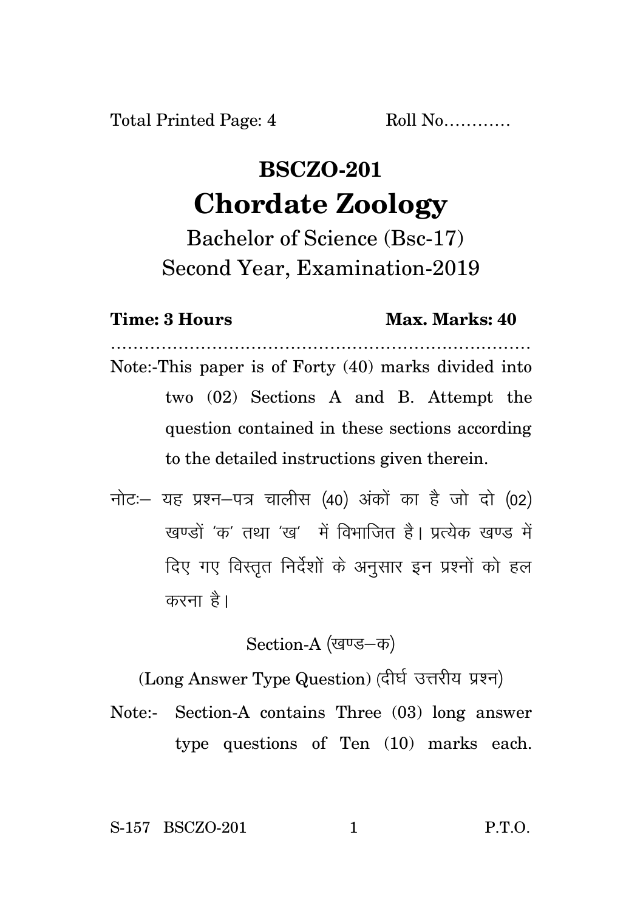Total Printed Page: 4 Roll No…………

# BSCZO-201

# Chordate Zoology

Bachelor of Science (Bsc-17)

Second Year, Examination-2019

**Time: 3 Hours** **Max. Marks: 40**

…………………………………………………………………

Note:-This paper is of Forty (40) marks divided into two (02) Sections A and B. Attempt the question contained in these sections according to the detailed instructions given therein.

नोटः– यह प्रश्न–पत्र चालीस (40) अंकों का है जो दो (02) खण्डों 'क' तथा 'ख' में विभाजित है। प्रत्येक खण्ड में दिए गए विस्तृत निर्देशों के अनुसार इन प्रश्नों को हल करना है।

Section-A (खण्ड–क)

(Long Answer Type Question) (दीर्घ उत्तरीय प्रश्न)

Note:- Section-A contains Three (03) long answer type questions of Ten (10) marks each.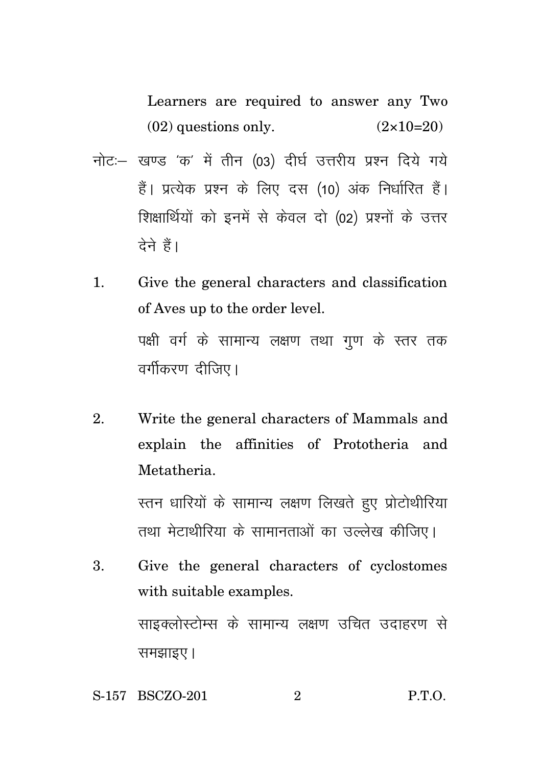Learners are required to answer any Two (02) questions only. (2×10=20)

नोटः– खण्ड 'क' में तीन (03) दीर्घ उत्तरीय प्रश्न दिये गये हैं। प्रत्येक प्रश्न के लिए दस (10) अंक निर्धारित हैं। शिक्षार्थियों को इनमें से केवल दो (02) प्रश्नों के उत्तर देने हैं।

1. Give the general characters and classification of Aves up to the order level.

   पक्षी वर्ग के सामान्य लक्षण तथा गुण के स्तर तक वर्गीकरण दीजिए।

2. Write the general characters of Mammals and explain the affinities of Prototheria and Metatheria.

   स्तन धारियों के सामान्य लक्षण लिखते हुए प्रोटोथीरिया तथा मेटाथीरिया के सामानताओं का उल्लेख कीजिए।

3. Give the general characters of cyclostomes with suitable examples.

   साइक्लोस्टोम्स के सामान्य लक्षण उचित उदाहरण से समझाइए।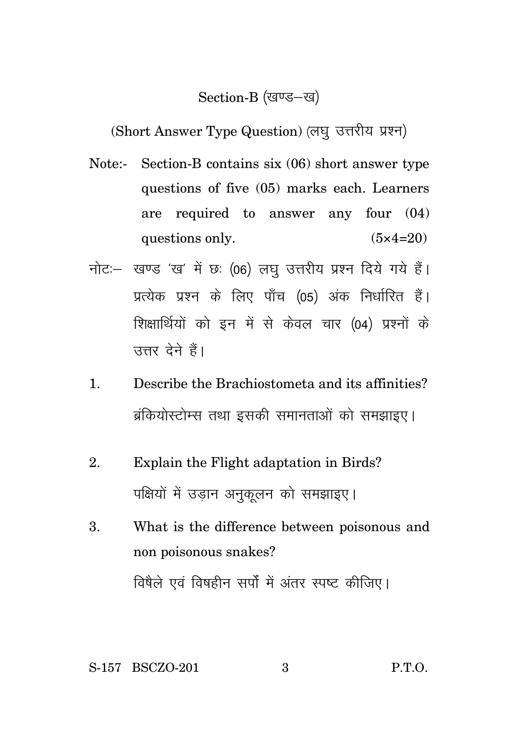## Section-B (खण्ड–ख)

(Short Answer Type Question) (लघु उत्तरीय प्रश्न)

Note:- Section-B contains six (06) short answer type questions of five (05) marks each. Learners are required to answer any four (04) questions only. (5×4=20)

नोटः– खण्ड 'ख' में छः (06) लघु उत्तरीय प्रश्न दिये गये हैं। प्रत्येक प्रश्न के लिए पाँच (05) अंक निर्धारित हैं। शिक्षार्थियों को इन में से केवल चार (04) प्रश्नों के उत्तर देने हैं।

1. Describe the Brachiostometa and its affinities?

   ब्रंकियोस्टोम्स तथा इसकी समानताओं को समझाइए।

2. Explain the Flight adaptation in Birds?

   पक्षियों में उड़ान अनुकूलन को समझाइए।

3. What is the difference between poisonous and non poisonous snakes?

   विषैले एवं विषहीन सर्पों में अंतर स्पष्ट कीजिए।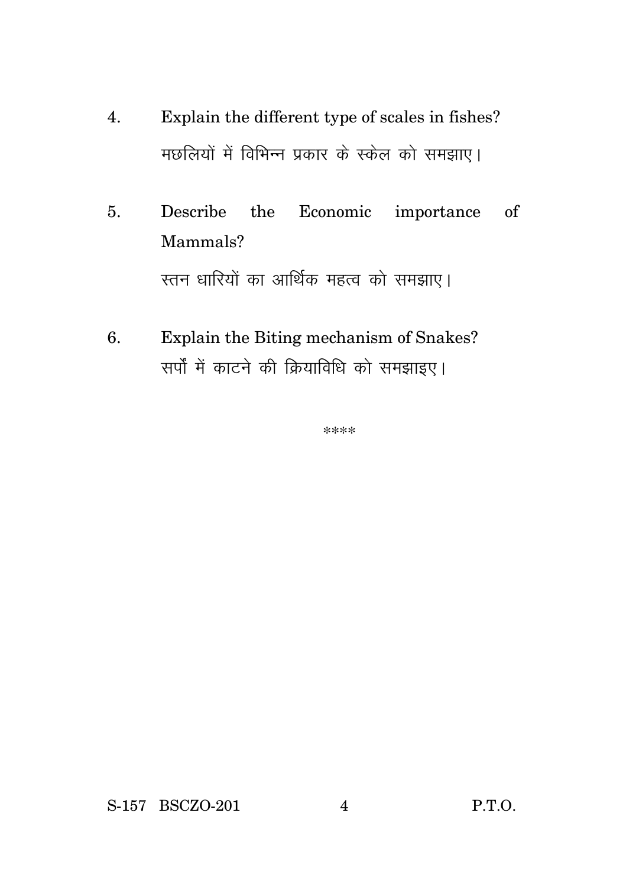4. Explain the different type of scales in fishes?

   मछलियों में विभिन्न प्रकार के स्केल को समझाए।

5. Describe the Economic importance of Mammals?

   स्तन धारियों का आर्थिक महत्व को समझाए।

6. Explain the Biting mechanism of Snakes?

   सर्पों में काटने की क्रियाविधि को समझाइए।

****

S-157 BSCZO-201

P.T.O.